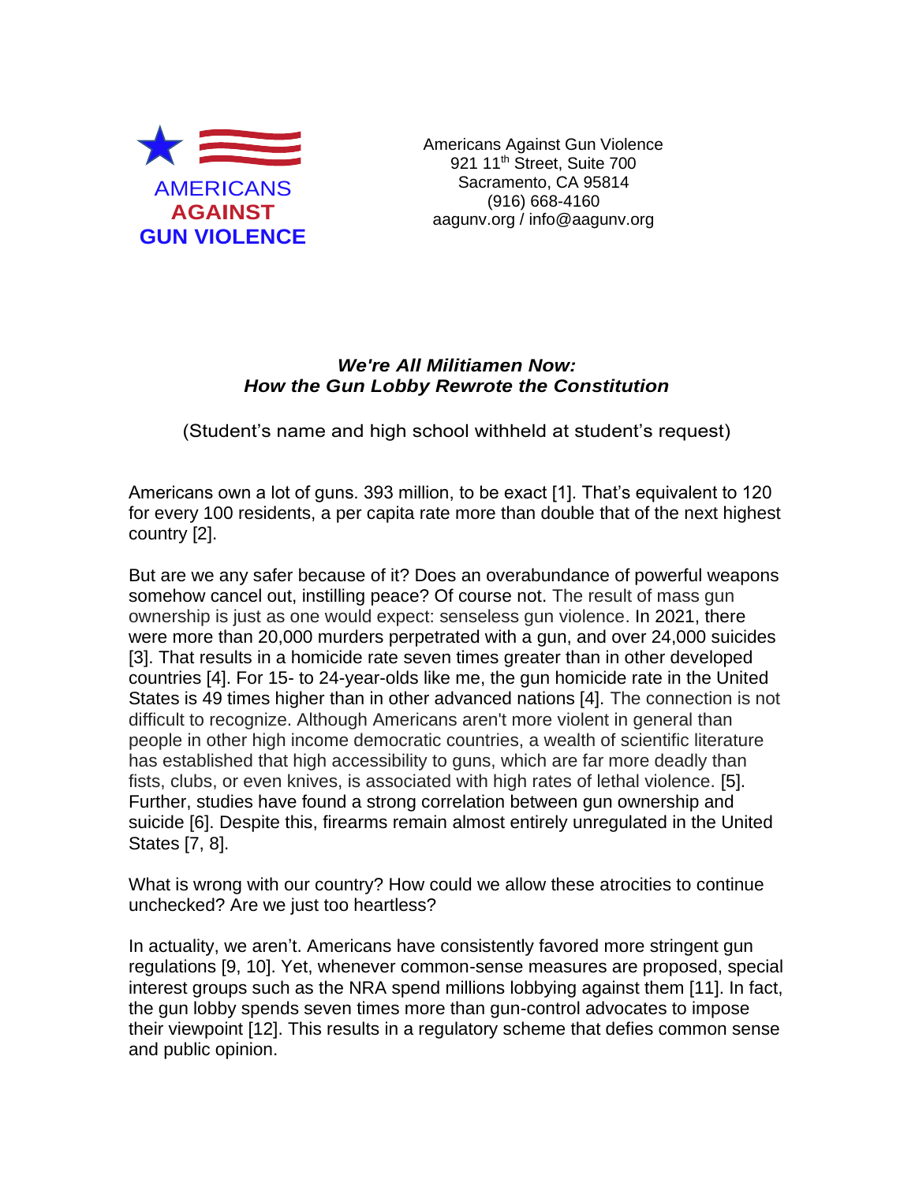AMERICANS
AGAINST
GUN VIOLENCE

Americans Against Gun Violence
921 11th Street, Suite 700
Sacramento, CA 95814
(916) 668-4160
aagunv.org / info@aagunv.org

### ***We're All Militiamen Now:***
### ***How the Gun Lobby Rewrote the Constitution***

(Student's name and high school withheld at student's request)

Americans own a lot of guns. 393 million, to be exact [1]. That's equivalent to 120 for every 100 residents, a per capita rate more than double that of the next highest country [2].

But are we any safer because of it? Does an overabundance of powerful weapons somehow cancel out, instilling peace? Of course not. The result of mass gun ownership is just as one would expect: senseless gun violence. In 2021, there were more than 20,000 murders perpetrated with a gun, and over 24,000 suicides [3]. That results in a homicide rate seven times greater than in other developed countries [4]. For 15- to 24-year-olds like me, the gun homicide rate in the United States is 49 times higher than in other advanced nations [4]. The connection is not difficult to recognize. Although Americans aren't more violent in general than people in other high income democratic countries, a wealth of scientific literature has established that high accessibility to guns, which are far more deadly than fists, clubs, or even knives, is associated with high rates of lethal violence. [5]. Further, studies have found a strong correlation between gun ownership and suicide [6]. Despite this, firearms remain almost entirely unregulated in the United States [7, 8].

What is wrong with our country? How could we allow these atrocities to continue unchecked? Are we just too heartless?

In actuality, we aren't. Americans have consistently favored more stringent gun regulations [9, 10]. Yet, whenever common-sense measures are proposed, special interest groups such as the NRA spend millions lobbying against them [11]. In fact, the gun lobby spends seven times more than gun-control advocates to impose their viewpoint [12]. This results in a regulatory scheme that defies common sense and public opinion.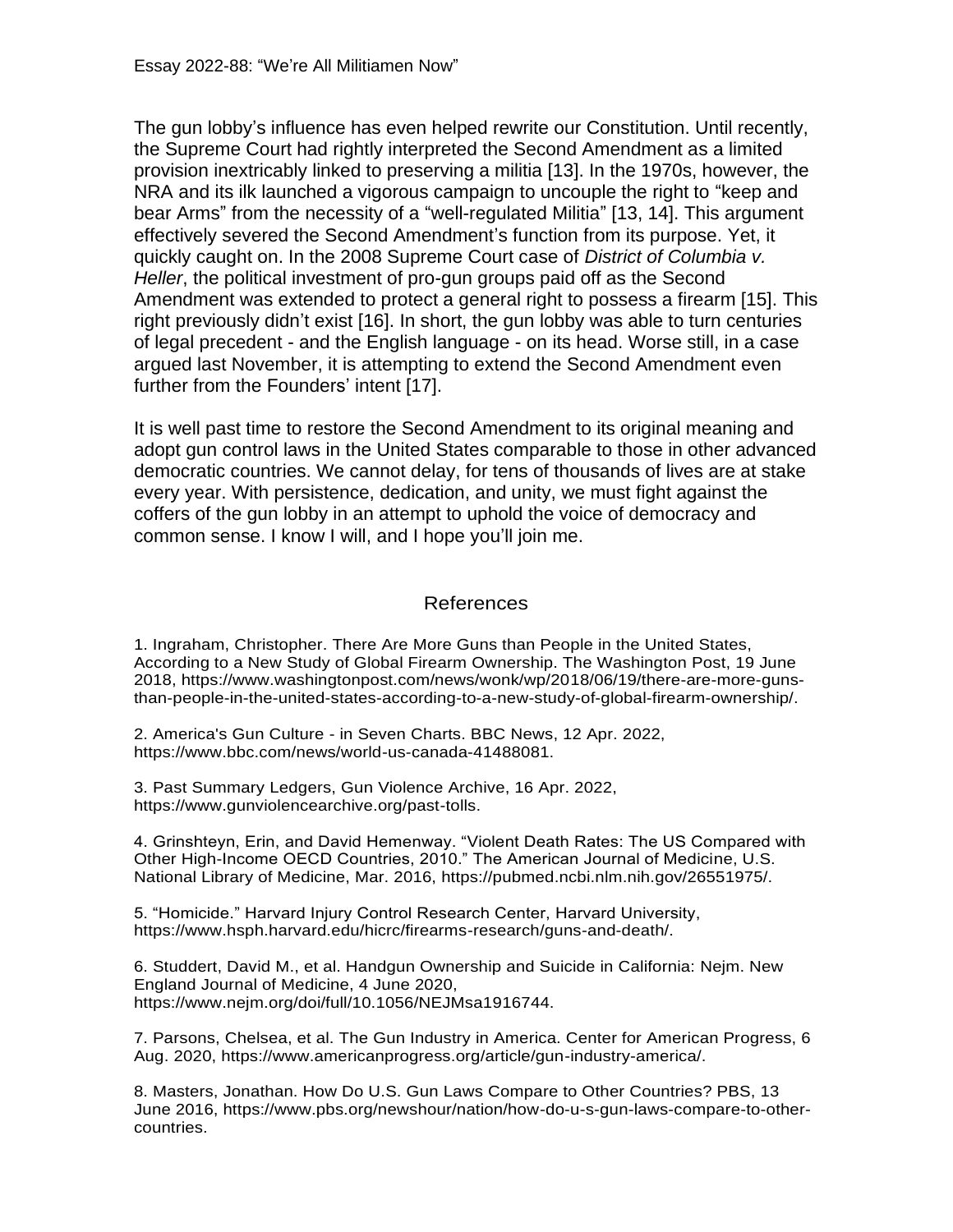The gun lobby's influence has even helped rewrite our Constitution. Until recently, the Supreme Court had rightly interpreted the Second Amendment as a limited provision inextricably linked to preserving a militia [13]. In the 1970s, however, the NRA and its ilk launched a vigorous campaign to uncouple the right to "keep and bear Arms" from the necessity of a "well-regulated Militia" [13, 14]. This argument effectively severed the Second Amendment's function from its purpose. Yet, it quickly caught on. In the 2008 Supreme Court case of *District of Columbia v. Heller*, the political investment of pro-gun groups paid off as the Second Amendment was extended to protect a general right to possess a firearm [15]. This right previously didn't exist [16]. In short, the gun lobby was able to turn centuries of legal precedent - and the English language - on its head. Worse still, in a case argued last November, it is attempting to extend the Second Amendment even further from the Founders' intent [17].

It is well past time to restore the Second Amendment to its original meaning and adopt gun control laws in the United States comparable to those in other advanced democratic countries. We cannot delay, for tens of thousands of lives are at stake every year. With persistence, dedication, and unity, we must fight against the coffers of the gun lobby in an attempt to uphold the voice of democracy and common sense. I know I will, and I hope you'll join me.

## References

1. Ingraham, Christopher. There Are More Guns than People in the United States, According to a New Study of Global Firearm Ownership. The Washington Post, 19 June 2018, https://www.washingtonpost.com/news/wonk/wp/2018/06/19/there-are-more-guns-than-people-in-the-united-states-according-to-a-new-study-of-global-firearm-ownership/.

2. America's Gun Culture - in Seven Charts. BBC News, 12 Apr. 2022, https://www.bbc.com/news/world-us-canada-41488081.

3. Past Summary Ledgers, Gun Violence Archive, 16 Apr. 2022, https://www.gunviolencearchive.org/past-tolls.

4. Grinshteyn, Erin, and David Hemenway. "Violent Death Rates: The US Compared with Other High-Income OECD Countries, 2010." The American Journal of Medicine, U.S. National Library of Medicine, Mar. 2016, https://pubmed.ncbi.nlm.nih.gov/26551975/.

5. "Homicide." Harvard Injury Control Research Center, Harvard University, https://www.hsph.harvard.edu/hicrc/firearms-research/guns-and-death/.

6. Studdert, David M., et al. Handgun Ownership and Suicide in California: Nejm. New England Journal of Medicine, 4 June 2020, https://www.nejm.org/doi/full/10.1056/NEJMsa1916744.

7. Parsons, Chelsea, et al. The Gun Industry in America. Center for American Progress, 6 Aug. 2020, https://www.americanprogress.org/article/gun-industry-america/.

8. Masters, Jonathan. How Do U.S. Gun Laws Compare to Other Countries? PBS, 13 June 2016, https://www.pbs.org/newshour/nation/how-do-u-s-gun-laws-compare-to-other-countries.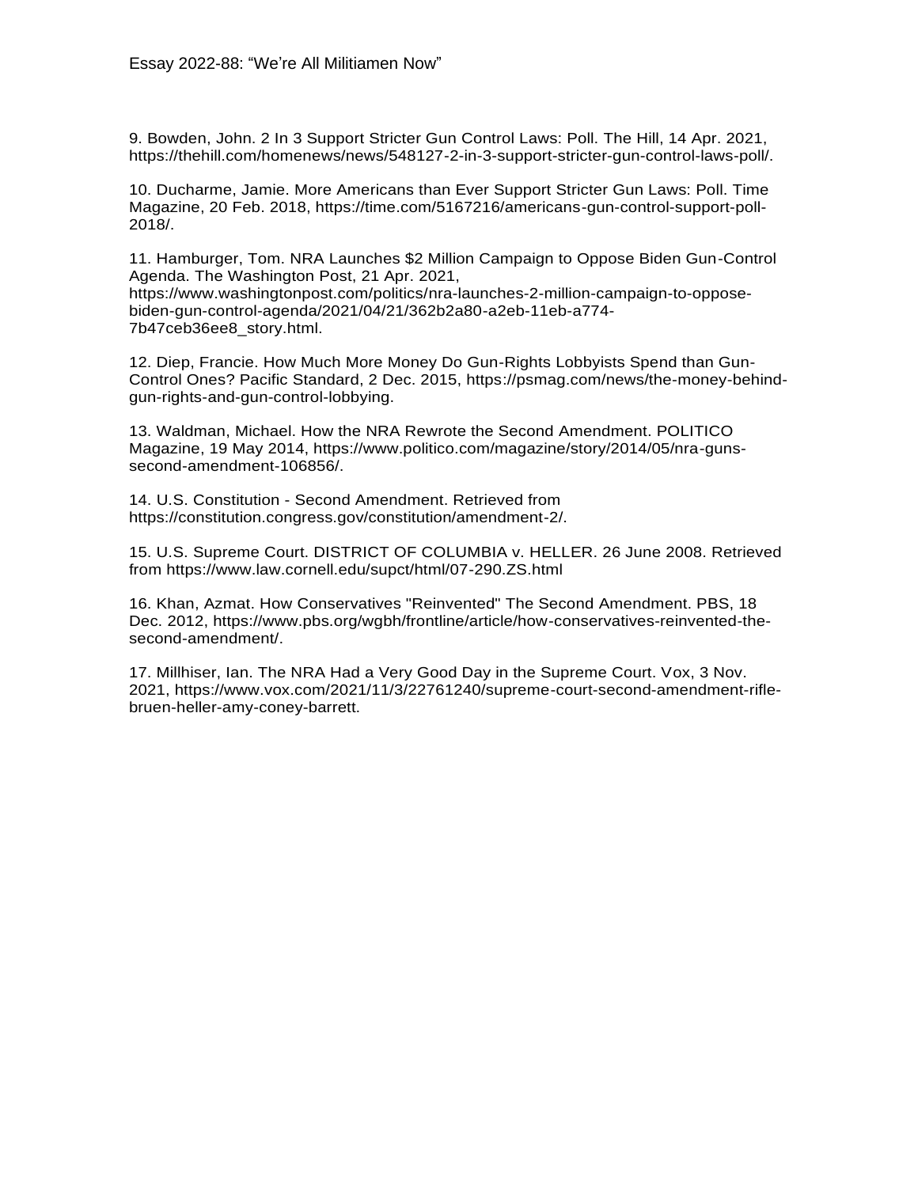9. Bowden, John. 2 In 3 Support Stricter Gun Control Laws: Poll. The Hill, 14 Apr. 2021, https://thehill.com/homenews/news/548127-2-in-3-support-stricter-gun-control-laws-poll/.

10. Ducharme, Jamie. More Americans than Ever Support Stricter Gun Laws: Poll. Time Magazine, 20 Feb. 2018, https://time.com/5167216/americans-gun-control-support-poll-2018/.

11. Hamburger, Tom. NRA Launches $2 Million Campaign to Oppose Biden Gun-Control Agenda. The Washington Post, 21 Apr. 2021, https://www.washingtonpost.com/politics/nra-launches-2-million-campaign-to-oppose-biden-gun-control-agenda/2021/04/21/362b2a80-a2eb-11eb-a774-7b47ceb36ee8_story.html.

12. Diep, Francie. How Much More Money Do Gun-Rights Lobbyists Spend than Gun-Control Ones? Pacific Standard, 2 Dec. 2015, https://psmag.com/news/the-money-behind-gun-rights-and-gun-control-lobbying.

13. Waldman, Michael. How the NRA Rewrote the Second Amendment. POLITICO Magazine, 19 May 2014, https://www.politico.com/magazine/story/2014/05/nra-guns-second-amendment-106856/.

14. U.S. Constitution - Second Amendment. Retrieved from https://constitution.congress.gov/constitution/amendment-2/.

15. U.S. Supreme Court. DISTRICT OF COLUMBIA v. HELLER. 26 June 2008. Retrieved from https://www.law.cornell.edu/supct/html/07-290.ZS.html

16. Khan, Azmat. How Conservatives "Reinvented" The Second Amendment. PBS, 18 Dec. 2012, https://www.pbs.org/wgbh/frontline/article/how-conservatives-reinvented-the-second-amendment/.

17. Millhiser, Ian. The NRA Had a Very Good Day in the Supreme Court. Vox, 3 Nov. 2021, https://www.vox.com/2021/11/3/22761240/supreme-court-second-amendment-rifle-bruen-heller-amy-coney-barrett.